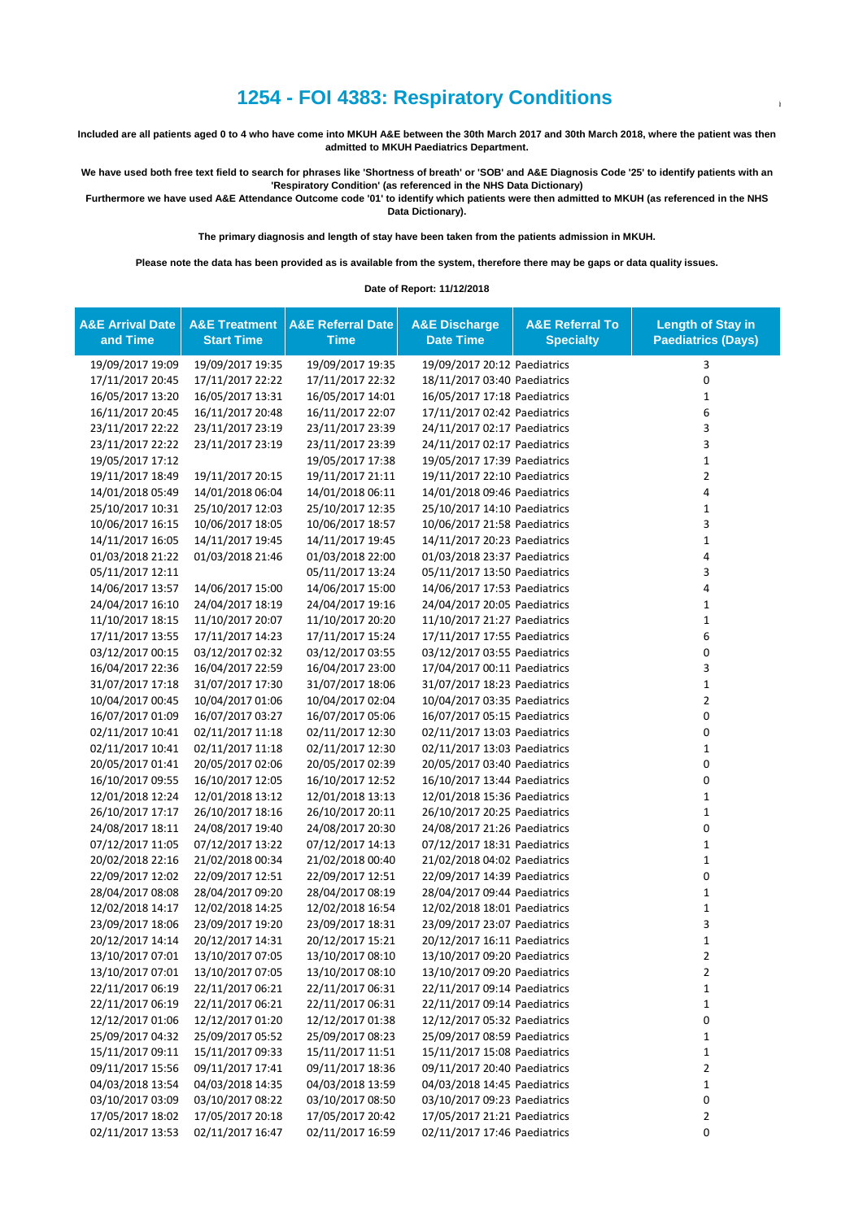# 1254 - FOI 4383: Respiratory Conditions

**Included are all patients aged 0 to 4 who have come into MKUH A&E between the 30th March 2017 and 30th March 2018, where the patient was then admitted to MKUH Paediatrics Department.**

**We have used both free text field to search for phrases like 'Shortness of breath' or 'SOB' and A&E Diagnosis Code '25' to identify patients with an 'Respiratory Condition' (as referenced in the NHS Data Dictionary)**
**Furthermore we have used A&E Attendance Outcome code '01' to identify which patients were then admitted to MKUH (as referenced in the NHS Data Dictionary).**

**The primary diagnosis and length of stay have been taken from the patients admission in MKUH.**

**Please note the data has been provided as is available from the system, therefore there may be gaps or data quality issues.**

**Date of Report: 11/12/2018**

| A&E Arrival Date and Time | A&E Treatment Start Time | A&E Referral Date Time | A&E Discharge Date Time | A&E Referral To Specialty | Length of Stay in Paediatrics (Days) |
|---|---|---|---|---|---|
| 19/09/2017 19:09 | 19/09/2017 19:35 | 19/09/2017 19:35 | 19/09/2017 20:12 | Paediatrics | 3 |
| 17/11/2017 20:45 | 17/11/2017 22:22 | 17/11/2017 22:32 | 18/11/2017 03:40 | Paediatrics | 0 |
| 16/05/2017 13:20 | 16/05/2017 13:31 | 16/05/2017 14:01 | 16/05/2017 17:18 | Paediatrics | 1 |
| 16/11/2017 20:45 | 16/11/2017 20:48 | 16/11/2017 22:07 | 17/11/2017 02:42 | Paediatrics | 6 |
| 23/11/2017 22:22 | 23/11/2017 23:19 | 23/11/2017 23:39 | 24/11/2017 02:17 | Paediatrics | 3 |
| 23/11/2017 22:22 | 23/11/2017 23:19 | 23/11/2017 23:39 | 24/11/2017 02:17 | Paediatrics | 3 |
| 19/05/2017 17:12 | | 19/05/2017 17:38 | 19/05/2017 17:39 | Paediatrics | 1 |
| 19/11/2017 18:49 | 19/11/2017 20:15 | 19/11/2017 21:11 | 19/11/2017 22:10 | Paediatrics | 2 |
| 14/01/2018 05:49 | 14/01/2018 06:04 | 14/01/2018 06:11 | 14/01/2018 09:46 | Paediatrics | 4 |
| 25/10/2017 10:31 | 25/10/2017 12:03 | 25/10/2017 12:35 | 25/10/2017 14:10 | Paediatrics | 1 |
| 10/06/2017 16:15 | 10/06/2017 18:05 | 10/06/2017 18:57 | 10/06/2017 21:58 | Paediatrics | 3 |
| 14/11/2017 16:05 | 14/11/2017 19:45 | 14/11/2017 19:45 | 14/11/2017 20:23 | Paediatrics | 1 |
| 01/03/2018 21:22 | 01/03/2018 21:46 | 01/03/2018 22:00 | 01/03/2018 23:37 | Paediatrics | 4 |
| 05/11/2017 12:11 | | 05/11/2017 13:24 | 05/11/2017 13:50 | Paediatrics | 3 |
| 14/06/2017 13:57 | 14/06/2017 15:00 | 14/06/2017 15:00 | 14/06/2017 17:53 | Paediatrics | 4 |
| 24/04/2017 16:10 | 24/04/2017 18:19 | 24/04/2017 19:16 | 24/04/2017 20:05 | Paediatrics | 1 |
| 11/10/2017 18:15 | 11/10/2017 20:07 | 11/10/2017 20:20 | 11/10/2017 21:27 | Paediatrics | 1 |
| 17/11/2017 13:55 | 17/11/2017 14:23 | 17/11/2017 15:24 | 17/11/2017 17:55 | Paediatrics | 6 |
| 03/12/2017 00:15 | 03/12/2017 02:32 | 03/12/2017 03:55 | 03/12/2017 03:55 | Paediatrics | 0 |
| 16/04/2017 22:36 | 16/04/2017 22:59 | 16/04/2017 23:00 | 17/04/2017 00:11 | Paediatrics | 3 |
| 31/07/2017 17:18 | 31/07/2017 17:30 | 31/07/2017 18:06 | 31/07/2017 18:23 | Paediatrics | 1 |
| 10/04/2017 00:45 | 10/04/2017 01:06 | 10/04/2017 02:04 | 10/04/2017 03:35 | Paediatrics | 2 |
| 16/07/2017 01:09 | 16/07/2017 03:27 | 16/07/2017 05:06 | 16/07/2017 05:15 | Paediatrics | 0 |
| 02/11/2017 10:41 | 02/11/2017 11:18 | 02/11/2017 12:30 | 02/11/2017 13:03 | Paediatrics | 0 |
| 02/11/2017 10:41 | 02/11/2017 11:18 | 02/11/2017 12:30 | 02/11/2017 13:03 | Paediatrics | 1 |
| 20/05/2017 01:41 | 20/05/2017 02:06 | 20/05/2017 02:39 | 20/05/2017 03:40 | Paediatrics | 0 |
| 16/10/2017 09:55 | 16/10/2017 12:05 | 16/10/2017 12:52 | 16/10/2017 13:44 | Paediatrics | 0 |
| 12/01/2018 12:24 | 12/01/2018 13:12 | 12/01/2018 13:13 | 12/01/2018 15:36 | Paediatrics | 1 |
| 26/10/2017 17:17 | 26/10/2017 18:16 | 26/10/2017 20:11 | 26/10/2017 20:25 | Paediatrics | 1 |
| 24/08/2017 18:11 | 24/08/2017 19:40 | 24/08/2017 20:30 | 24/08/2017 21:26 | Paediatrics | 0 |
| 07/12/2017 11:05 | 07/12/2017 13:22 | 07/12/2017 14:13 | 07/12/2017 18:31 | Paediatrics | 1 |
| 20/02/2018 22:16 | 21/02/2018 00:34 | 21/02/2018 00:40 | 21/02/2018 04:02 | Paediatrics | 1 |
| 22/09/2017 12:02 | 22/09/2017 12:51 | 22/09/2017 12:51 | 22/09/2017 14:39 | Paediatrics | 0 |
| 28/04/2017 08:08 | 28/04/2017 09:20 | 28/04/2017 08:19 | 28/04/2017 09:44 | Paediatrics | 1 |
| 12/02/2018 14:17 | 12/02/2018 14:25 | 12/02/2018 16:54 | 12/02/2018 18:01 | Paediatrics | 1 |
| 23/09/2017 18:06 | 23/09/2017 19:20 | 23/09/2017 18:31 | 23/09/2017 23:07 | Paediatrics | 3 |
| 20/12/2017 14:14 | 20/12/2017 14:31 | 20/12/2017 15:21 | 20/12/2017 16:11 | Paediatrics | 1 |
| 13/10/2017 07:01 | 13/10/2017 07:05 | 13/10/2017 08:10 | 13/10/2017 09:20 | Paediatrics | 2 |
| 13/10/2017 07:01 | 13/10/2017 07:05 | 13/10/2017 08:10 | 13/10/2017 09:20 | Paediatrics | 2 |
| 22/11/2017 06:19 | 22/11/2017 06:21 | 22/11/2017 06:31 | 22/11/2017 09:14 | Paediatrics | 1 |
| 22/11/2017 06:19 | 22/11/2017 06:21 | 22/11/2017 06:31 | 22/11/2017 09:14 | Paediatrics | 1 |
| 12/12/2017 01:06 | 12/12/2017 01:20 | 12/12/2017 01:38 | 12/12/2017 05:32 | Paediatrics | 0 |
| 25/09/2017 04:32 | 25/09/2017 05:52 | 25/09/2017 08:23 | 25/09/2017 08:59 | Paediatrics | 1 |
| 15/11/2017 09:11 | 15/11/2017 09:33 | 15/11/2017 11:51 | 15/11/2017 15:08 | Paediatrics | 1 |
| 09/11/2017 15:56 | 09/11/2017 17:41 | 09/11/2017 18:36 | 09/11/2017 20:40 | Paediatrics | 2 |
| 04/03/2018 13:54 | 04/03/2018 14:35 | 04/03/2018 13:59 | 04/03/2018 14:45 | Paediatrics | 1 |
| 03/10/2017 03:09 | 03/10/2017 08:22 | 03/10/2017 08:50 | 03/10/2017 09:23 | Paediatrics | 0 |
| 17/05/2017 18:02 | 17/05/2017 20:18 | 17/05/2017 20:42 | 17/05/2017 21:21 | Paediatrics | 2 |
| 02/11/2017 13:53 | 02/11/2017 16:47 | 02/11/2017 16:59 | 02/11/2017 17:46 | Paediatrics | 0 |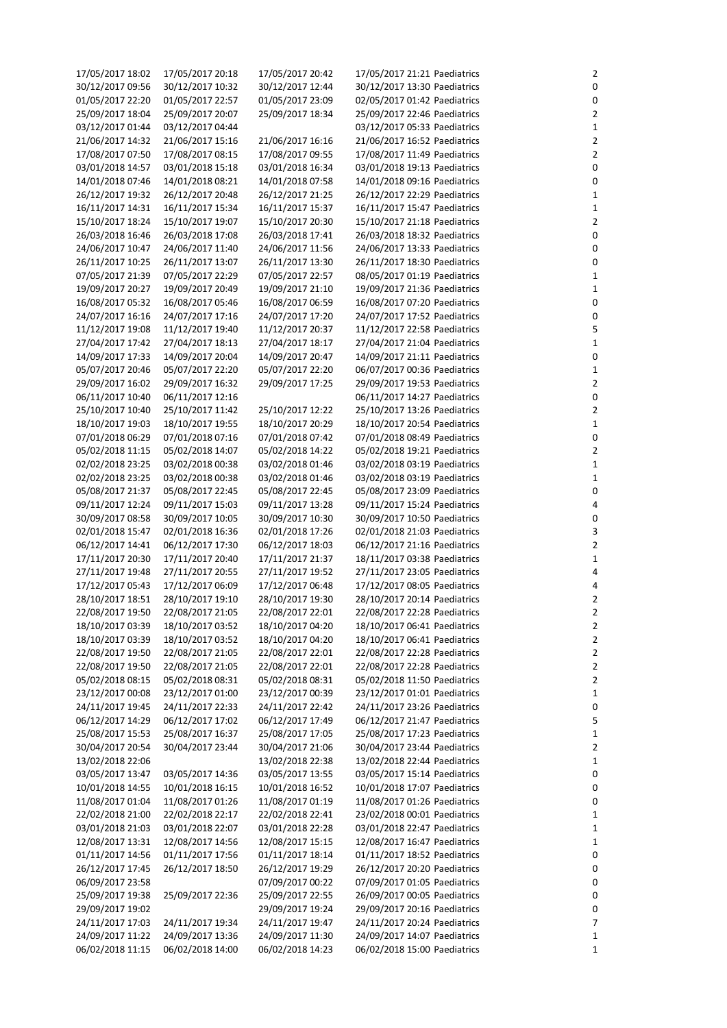| | | | | | |
|---|---|---|---|---|---|
| 17/05/2017 18:02 | 17/05/2017 20:18 | 17/05/2017 20:42 | 17/05/2017 21:21 | Paediatrics | 2 |
| 30/12/2017 09:56 | 30/12/2017 10:32 | 30/12/2017 12:44 | 30/12/2017 13:30 | Paediatrics | 0 |
| 01/05/2017 22:20 | 01/05/2017 22:57 | 01/05/2017 23:09 | 02/05/2017 01:42 | Paediatrics | 0 |
| 25/09/2017 18:04 | 25/09/2017 20:07 | 25/09/2017 18:34 | 25/09/2017 22:46 | Paediatrics | 2 |
| 03/12/2017 01:44 | 03/12/2017 04:44 | | 03/12/2017 05:33 | Paediatrics | 1 |
| 21/06/2017 14:32 | 21/06/2017 15:16 | 21/06/2017 16:16 | 21/06/2017 16:52 | Paediatrics | 2 |
| 17/08/2017 07:50 | 17/08/2017 08:15 | 17/08/2017 09:55 | 17/08/2017 11:49 | Paediatrics | 2 |
| 03/01/2018 14:57 | 03/01/2018 15:18 | 03/01/2018 16:34 | 03/01/2018 19:13 | Paediatrics | 0 |
| 14/01/2018 07:46 | 14/01/2018 08:21 | 14/01/2018 07:58 | 14/01/2018 09:16 | Paediatrics | 0 |
| 26/12/2017 19:32 | 26/12/2017 20:48 | 26/12/2017 21:25 | 26/12/2017 22:29 | Paediatrics | 1 |
| 16/11/2017 14:31 | 16/11/2017 15:34 | 16/11/2017 15:37 | 16/11/2017 15:47 | Paediatrics | 1 |
| 15/10/2017 18:24 | 15/10/2017 19:07 | 15/10/2017 20:30 | 15/10/2017 21:18 | Paediatrics | 2 |
| 26/03/2018 16:46 | 26/03/2018 17:08 | 26/03/2018 17:41 | 26/03/2018 18:32 | Paediatrics | 0 |
| 24/06/2017 10:47 | 24/06/2017 11:40 | 24/06/2017 11:56 | 24/06/2017 13:33 | Paediatrics | 0 |
| 26/11/2017 10:25 | 26/11/2017 13:07 | 26/11/2017 13:30 | 26/11/2017 18:30 | Paediatrics | 0 |
| 07/05/2017 21:39 | 07/05/2017 22:29 | 07/05/2017 22:57 | 08/05/2017 01:19 | Paediatrics | 1 |
| 19/09/2017 20:27 | 19/09/2017 20:49 | 19/09/2017 21:10 | 19/09/2017 21:36 | Paediatrics | 1 |
| 16/08/2017 05:32 | 16/08/2017 05:46 | 16/08/2017 06:59 | 16/08/2017 07:20 | Paediatrics | 0 |
| 24/07/2017 16:16 | 24/07/2017 17:16 | 24/07/2017 17:20 | 24/07/2017 17:52 | Paediatrics | 0 |
| 11/12/2017 19:08 | 11/12/2017 19:40 | 11/12/2017 20:37 | 11/12/2017 22:58 | Paediatrics | 5 |
| 27/04/2017 17:42 | 27/04/2017 18:13 | 27/04/2017 18:17 | 27/04/2017 21:04 | Paediatrics | 1 |
| 14/09/2017 17:33 | 14/09/2017 20:04 | 14/09/2017 20:47 | 14/09/2017 21:11 | Paediatrics | 0 |
| 05/07/2017 20:46 | 05/07/2017 22:20 | 05/07/2017 22:20 | 06/07/2017 00:36 | Paediatrics | 1 |
| 29/09/2017 16:02 | 29/09/2017 16:32 | 29/09/2017 17:25 | 29/09/2017 19:53 | Paediatrics | 2 |
| 06/11/2017 10:40 | 06/11/2017 12:16 | | 06/11/2017 14:27 | Paediatrics | 0 |
| 25/10/2017 10:40 | 25/10/2017 11:42 | 25/10/2017 12:22 | 25/10/2017 13:26 | Paediatrics | 2 |
| 18/10/2017 19:03 | 18/10/2017 19:55 | 18/10/2017 20:29 | 18/10/2017 20:54 | Paediatrics | 1 |
| 07/01/2018 06:29 | 07/01/2018 07:16 | 07/01/2018 07:42 | 07/01/2018 08:49 | Paediatrics | 0 |
| 05/02/2018 11:15 | 05/02/2018 14:07 | 05/02/2018 14:22 | 05/02/2018 19:21 | Paediatrics | 2 |
| 02/02/2018 23:25 | 03/02/2018 00:38 | 03/02/2018 01:46 | 03/02/2018 03:19 | Paediatrics | 1 |
| 02/02/2018 23:25 | 03/02/2018 00:38 | 03/02/2018 01:46 | 03/02/2018 03:19 | Paediatrics | 1 |
| 05/08/2017 21:37 | 05/08/2017 22:45 | 05/08/2017 22:45 | 05/08/2017 23:09 | Paediatrics | 0 |
| 09/11/2017 12:24 | 09/11/2017 15:03 | 09/11/2017 13:28 | 09/11/2017 15:24 | Paediatrics | 4 |
| 30/09/2017 08:58 | 30/09/2017 10:05 | 30/09/2017 10:30 | 30/09/2017 10:50 | Paediatrics | 0 |
| 02/01/2018 15:47 | 02/01/2018 16:36 | 02/01/2018 17:26 | 02/01/2018 21:03 | Paediatrics | 3 |
| 06/12/2017 14:41 | 06/12/2017 17:30 | 06/12/2017 18:03 | 06/12/2017 21:16 | Paediatrics | 2 |
| 17/11/2017 20:30 | 17/11/2017 20:40 | 17/11/2017 21:37 | 18/11/2017 03:38 | Paediatrics | 1 |
| 27/11/2017 19:48 | 27/11/2017 20:55 | 27/11/2017 19:52 | 27/11/2017 23:05 | Paediatrics | 4 |
| 17/12/2017 05:43 | 17/12/2017 06:09 | 17/12/2017 06:48 | 17/12/2017 08:05 | Paediatrics | 4 |
| 28/10/2017 18:51 | 28/10/2017 19:10 | 28/10/2017 19:30 | 28/10/2017 20:14 | Paediatrics | 2 |
| 22/08/2017 19:50 | 22/08/2017 21:05 | 22/08/2017 22:01 | 22/08/2017 22:28 | Paediatrics | 2 |
| 18/10/2017 03:39 | 18/10/2017 03:52 | 18/10/2017 04:20 | 18/10/2017 06:41 | Paediatrics | 2 |
| 18/10/2017 03:39 | 18/10/2017 03:52 | 18/10/2017 04:20 | 18/10/2017 06:41 | Paediatrics | 2 |
| 22/08/2017 19:50 | 22/08/2017 21:05 | 22/08/2017 22:01 | 22/08/2017 22:28 | Paediatrics | 2 |
| 22/08/2017 19:50 | 22/08/2017 21:05 | 22/08/2017 22:01 | 22/08/2017 22:28 | Paediatrics | 2 |
| 05/02/2018 08:15 | 05/02/2018 08:31 | 05/02/2018 08:31 | 05/02/2018 11:50 | Paediatrics | 2 |
| 23/12/2017 00:08 | 23/12/2017 01:00 | 23/12/2017 00:39 | 23/12/2017 01:01 | Paediatrics | 1 |
| 24/11/2017 19:45 | 24/11/2017 22:33 | 24/11/2017 22:42 | 24/11/2017 23:26 | Paediatrics | 0 |
| 06/12/2017 14:29 | 06/12/2017 17:02 | 06/12/2017 17:49 | 06/12/2017 21:47 | Paediatrics | 5 |
| 25/08/2017 15:53 | 25/08/2017 16:37 | 25/08/2017 17:05 | 25/08/2017 17:23 | Paediatrics | 1 |
| 30/04/2017 20:54 | 30/04/2017 23:44 | 30/04/2017 21:06 | 30/04/2017 23:44 | Paediatrics | 2 |
| 13/02/2018 22:06 | | 13/02/2018 22:38 | 13/02/2018 22:44 | Paediatrics | 1 |
| 03/05/2017 13:47 | 03/05/2017 14:36 | 03/05/2017 13:55 | 03/05/2017 15:14 | Paediatrics | 0 |
| 10/01/2018 14:55 | 10/01/2018 16:15 | 10/01/2018 16:52 | 10/01/2018 17:07 | Paediatrics | 0 |
| 11/08/2017 01:04 | 11/08/2017 01:26 | 11/08/2017 01:19 | 11/08/2017 01:26 | Paediatrics | 0 |
| 22/02/2018 21:00 | 22/02/2018 22:17 | 22/02/2018 22:41 | 23/02/2018 00:01 | Paediatrics | 1 |
| 03/01/2018 21:03 | 03/01/2018 22:07 | 03/01/2018 22:28 | 03/01/2018 22:47 | Paediatrics | 1 |
| 12/08/2017 13:31 | 12/08/2017 14:56 | 12/08/2017 15:15 | 12/08/2017 16:47 | Paediatrics | 1 |
| 01/11/2017 14:56 | 01/11/2017 17:56 | 01/11/2017 18:14 | 01/11/2017 18:52 | Paediatrics | 0 |
| 26/12/2017 17:45 | 26/12/2017 18:50 | 26/12/2017 19:29 | 26/12/2017 20:20 | Paediatrics | 0 |
| 06/09/2017 23:58 | | 07/09/2017 00:22 | 07/09/2017 01:05 | Paediatrics | 0 |
| 25/09/2017 19:38 | 25/09/2017 22:36 | 25/09/2017 22:55 | 26/09/2017 00:05 | Paediatrics | 0 |
| 29/09/2017 19:02 | | 29/09/2017 19:24 | 29/09/2017 20:16 | Paediatrics | 0 |
| 24/11/2017 17:03 | 24/11/2017 19:34 | 24/11/2017 19:47 | 24/11/2017 20:24 | Paediatrics | 7 |
| 24/09/2017 11:22 | 24/09/2017 13:36 | 24/09/2017 11:30 | 24/09/2017 14:07 | Paediatrics | 1 |
| 06/02/2018 11:15 | 06/02/2018 14:00 | 06/02/2018 14:23 | 06/02/2018 15:00 | Paediatrics | 1 |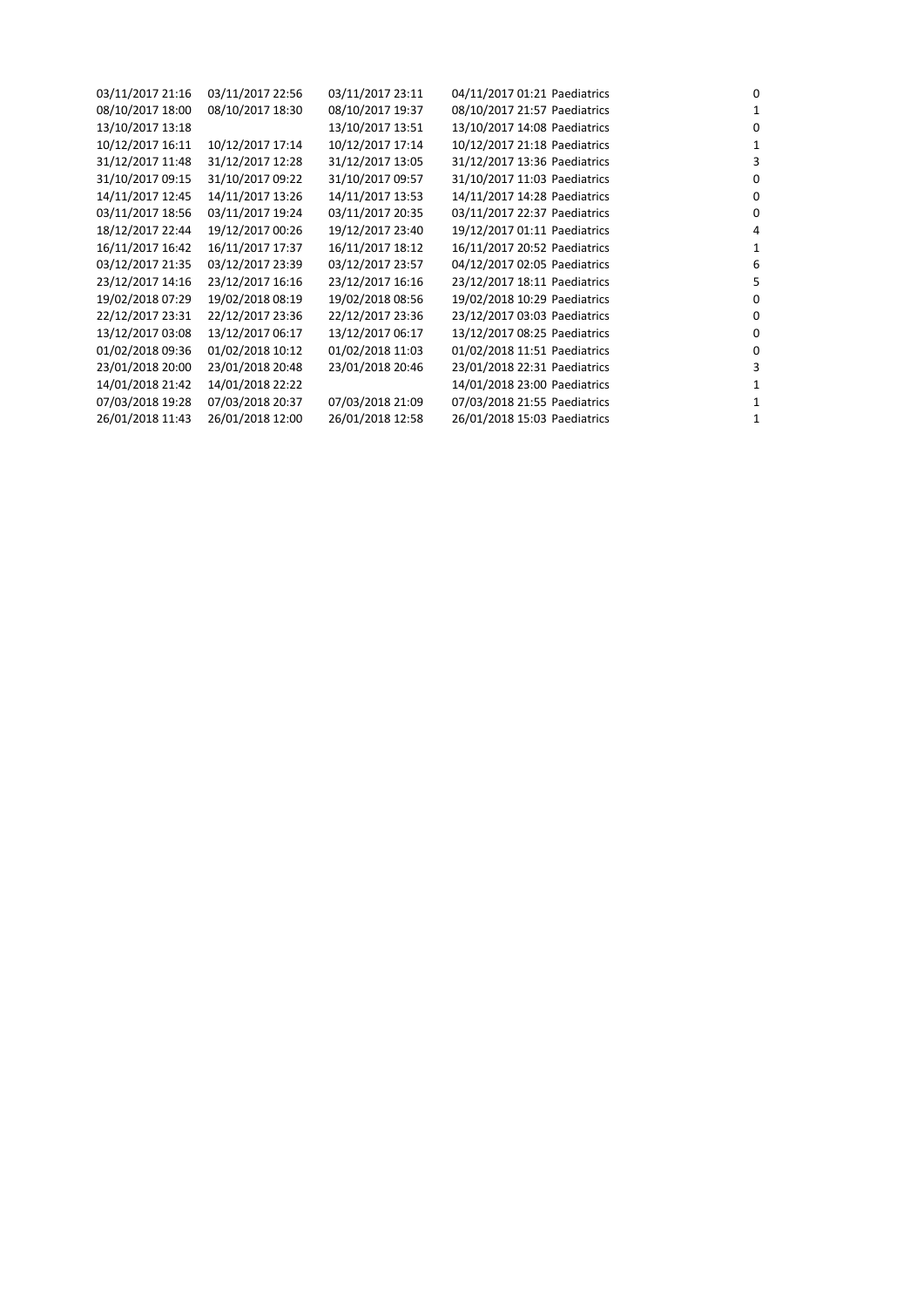| | | | | | |
|---|---|---|---|---|---|
| 03/11/2017 21:16 | 03/11/2017 22:56 | 03/11/2017 23:11 | 04/11/2017 01:21 | Paediatrics | 0 |
| 08/10/2017 18:00 | 08/10/2017 18:30 | 08/10/2017 19:37 | 08/10/2017 21:57 | Paediatrics | 1 |
| 13/10/2017 13:18 | | 13/10/2017 13:51 | 13/10/2017 14:08 | Paediatrics | 0 |
| 10/12/2017 16:11 | 10/12/2017 17:14 | 10/12/2017 17:14 | 10/12/2017 21:18 | Paediatrics | 1 |
| 31/12/2017 11:48 | 31/12/2017 12:28 | 31/12/2017 13:05 | 31/12/2017 13:36 | Paediatrics | 3 |
| 31/10/2017 09:15 | 31/10/2017 09:22 | 31/10/2017 09:57 | 31/10/2017 11:03 | Paediatrics | 0 |
| 14/11/2017 12:45 | 14/11/2017 13:26 | 14/11/2017 13:53 | 14/11/2017 14:28 | Paediatrics | 0 |
| 03/11/2017 18:56 | 03/11/2017 19:24 | 03/11/2017 20:35 | 03/11/2017 22:37 | Paediatrics | 0 |
| 18/12/2017 22:44 | 19/12/2017 00:26 | 19/12/2017 23:40 | 19/12/2017 01:11 | Paediatrics | 4 |
| 16/11/2017 16:42 | 16/11/2017 17:37 | 16/11/2017 18:12 | 16/11/2017 20:52 | Paediatrics | 1 |
| 03/12/2017 21:35 | 03/12/2017 23:39 | 03/12/2017 23:57 | 04/12/2017 02:05 | Paediatrics | 6 |
| 23/12/2017 14:16 | 23/12/2017 16:16 | 23/12/2017 16:16 | 23/12/2017 18:11 | Paediatrics | 5 |
| 19/02/2018 07:29 | 19/02/2018 08:19 | 19/02/2018 08:56 | 19/02/2018 10:29 | Paediatrics | 0 |
| 22/12/2017 23:31 | 22/12/2017 23:36 | 22/12/2017 23:36 | 23/12/2017 03:03 | Paediatrics | 0 |
| 13/12/2017 03:08 | 13/12/2017 06:17 | 13/12/2017 06:17 | 13/12/2017 08:25 | Paediatrics | 0 |
| 01/02/2018 09:36 | 01/02/2018 10:12 | 01/02/2018 11:03 | 01/02/2018 11:51 | Paediatrics | 0 |
| 23/01/2018 20:00 | 23/01/2018 20:48 | 23/01/2018 20:46 | 23/01/2018 22:31 | Paediatrics | 3 |
| 14/01/2018 21:42 | 14/01/2018 22:22 | | 14/01/2018 23:00 | Paediatrics | 1 |
| 07/03/2018 19:28 | 07/03/2018 20:37 | 07/03/2018 21:09 | 07/03/2018 21:55 | Paediatrics | 1 |
| 26/01/2018 11:43 | 26/01/2018 12:00 | 26/01/2018 12:58 | 26/01/2018 15:03 | Paediatrics | 1 |